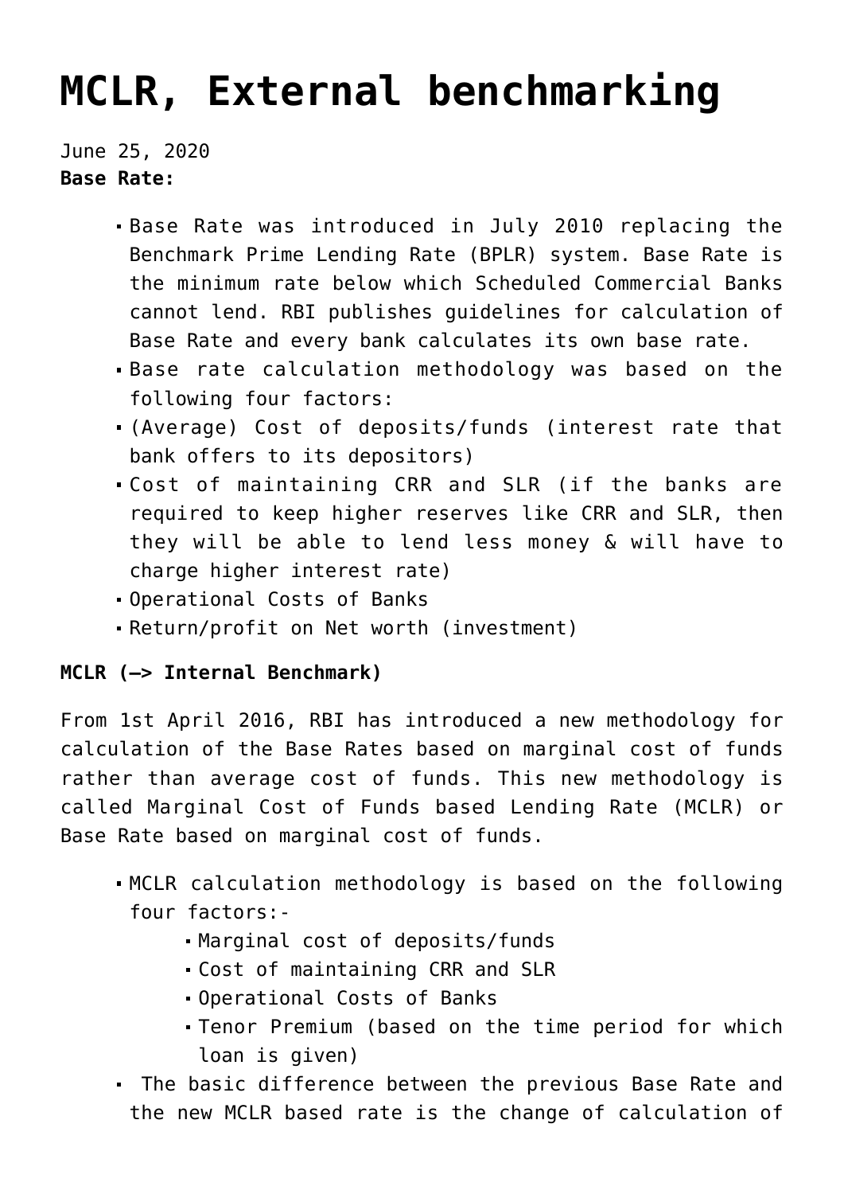# MCLR, External benchmarking

June 25, 2020

**Base Rate:**

- Base Rate was introduced in July 2010 replacing the Benchmark Prime Lending Rate (BPLR) system. Base Rate is the minimum rate below which Scheduled Commercial Banks cannot lend. RBI publishes guidelines for calculation of Base Rate and every bank calculates its own base rate.
- Base rate calculation methodology was based on the following four factors:
- (Average) Cost of deposits/funds (interest rate that bank offers to its depositors)
- Cost of maintaining CRR and SLR (if the banks are required to keep higher reserves like CRR and SLR, then they will be able to lend less money & will have to charge higher interest rate)
- Operational Costs of Banks
- Return/profit on Net worth (investment)

**MCLR (–> Internal Benchmark)**

From 1st April 2016, RBI has introduced a new methodology for calculation of the Base Rates based on marginal cost of funds rather than average cost of funds. This new methodology is called Marginal Cost of Funds based Lending Rate (MCLR) or Base Rate based on marginal cost of funds.

- MCLR calculation methodology is based on the following four factors:-
  - Marginal cost of deposits/funds
  - Cost of maintaining CRR and SLR
  - Operational Costs of Banks
  - Tenor Premium (based on the time period for which loan is given)
- The basic difference between the previous Base Rate and the new MCLR based rate is the change of calculation of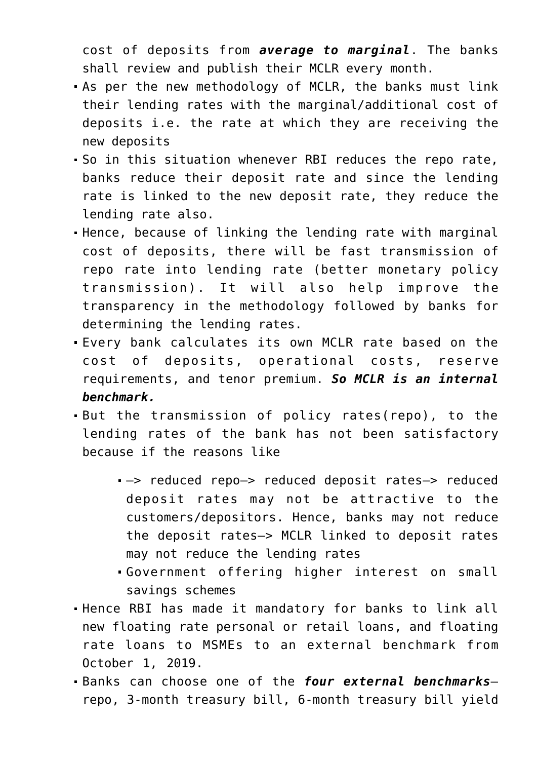cost of deposits from ***average to marginal***. The banks shall review and publish their MCLR every month.

- As per the new methodology of MCLR, the banks must link their lending rates with the marginal/additional cost of deposits i.e. the rate at which they are receiving the new deposits
- So in this situation whenever RBI reduces the repo rate, banks reduce their deposit rate and since the lending rate is linked to the new deposit rate, they reduce the lending rate also.
- Hence, because of linking the lending rate with marginal cost of deposits, there will be fast transmission of repo rate into lending rate (better monetary policy transmission). It will also help improve the transparency in the methodology followed by banks for determining the lending rates.
- Every bank calculates its own MCLR rate based on the cost of deposits, operational costs, reserve requirements, and tenor premium. ***So MCLR is an internal benchmark.***
- But the transmission of policy rates(repo), to the lending rates of the bank has not been satisfactory because if the reasons like
  - –> reduced repo–> reduced deposit rates–> reduced deposit rates may not be attractive to the customers/depositors. Hence, banks may not reduce the deposit rates–> MCLR linked to deposit rates may not reduce the lending rates
  - Government offering higher interest on small savings schemes
- Hence RBI has made it mandatory for banks to link all new floating rate personal or retail loans, and floating rate loans to MSMEs to an external benchmark from October 1, 2019.
- Banks can choose one of the ***four external benchmarks***– repo, 3-month treasury bill, 6-month treasury bill yield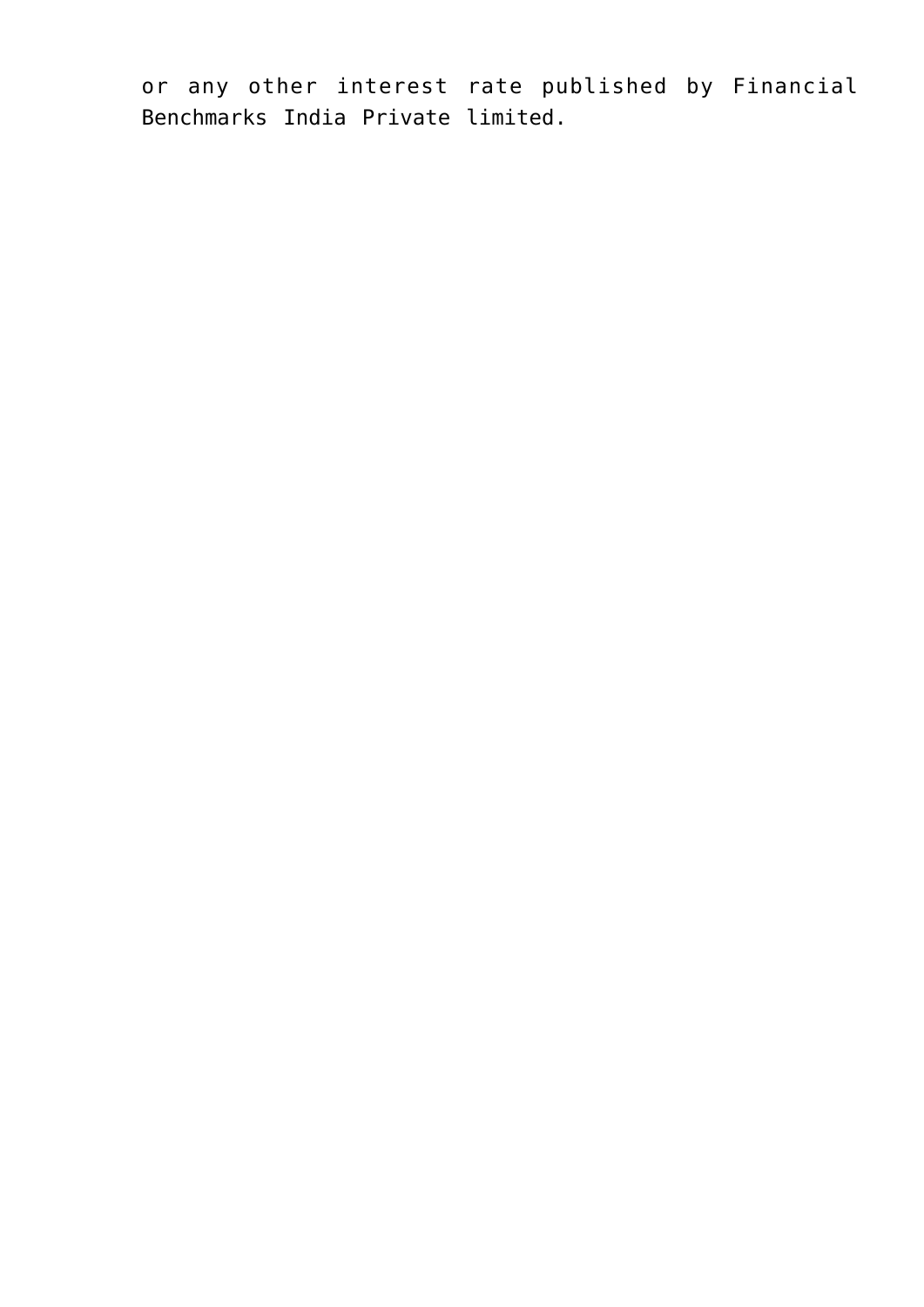or any other interest rate published by Financial Benchmarks India Private limited.